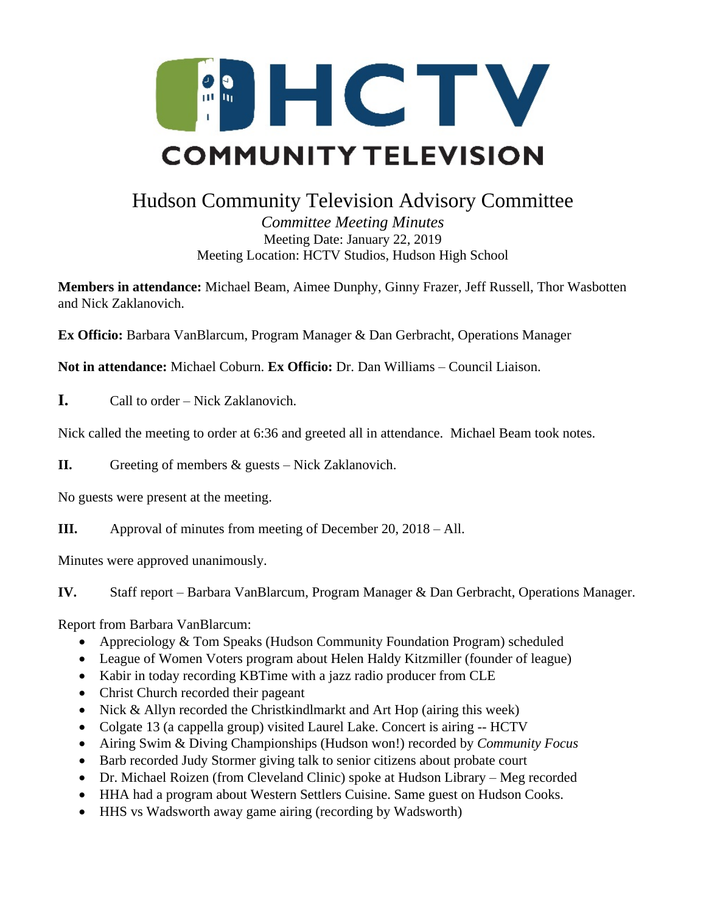# HCTV COMMUNITY TELEVISION

# Hudson Community Television Advisory Committee

*Committee Meeting Minutes*
Meeting Date: January 22, 2019
Meeting Location: HCTV Studios, Hudson High School

**Members in attendance:** Michael Beam, Aimee Dunphy, Ginny Frazer, Jeff Russell, Thor Wasbotten and Nick Zaklanovich.

**Ex Officio:** Barbara VanBlarcum, Program Manager & Dan Gerbracht, Operations Manager

**Not in attendance:** Michael Coburn. **Ex Officio:** Dr. Dan Williams – Council Liaison.

**I.** Call to order – Nick Zaklanovich.

Nick called the meeting to order at 6:36 and greeted all in attendance. Michael Beam took notes.

**II.** Greeting of members & guests – Nick Zaklanovich.

No guests were present at the meeting.

**III.** Approval of minutes from meeting of December 20, 2018 – All.

Minutes were approved unanimously.

**IV.** Staff report – Barbara VanBlarcum, Program Manager & Dan Gerbracht, Operations Manager.

Report from Barbara VanBlarcum:

- Appreciology & Tom Speaks (Hudson Community Foundation Program) scheduled
- League of Women Voters program about Helen Haldy Kitzmiller (founder of league)
- Kabir in today recording KBTime with a jazz radio producer from CLE
- Christ Church recorded their pageant
- Nick & Allyn recorded the Christkindlmarkt and Art Hop (airing this week)
- Colgate 13 (a cappella group) visited Laurel Lake. Concert is airing -- HCTV
- Airing Swim & Diving Championships (Hudson won!) recorded by *Community Focus*
- Barb recorded Judy Stormer giving talk to senior citizens about probate court
- Dr. Michael Roizen (from Cleveland Clinic) spoke at Hudson Library – Meg recorded
- HHA had a program about Western Settlers Cuisine. Same guest on Hudson Cooks.
- HHS vs Wadsworth away game airing (recording by Wadsworth)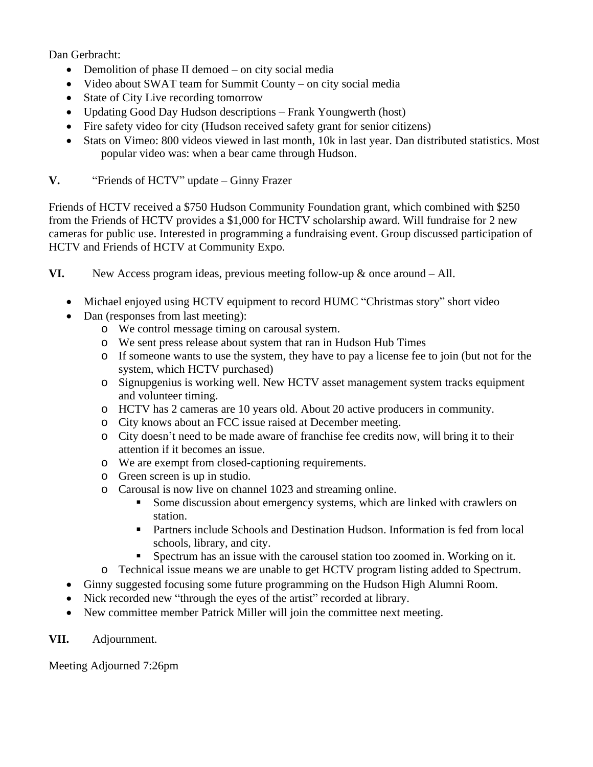Dan Gerbracht:

- Demolition of phase II demoed – on city social media
- Video about SWAT team for Summit County – on city social media
- State of City Live recording tomorrow
- Updating Good Day Hudson descriptions – Frank Youngwerth (host)
- Fire safety video for city (Hudson received safety grant for senior citizens)
- Stats on Vimeo: 800 videos viewed in last month, 10k in last year. Dan distributed statistics. Most popular video was: when a bear came through Hudson.

**V.** “Friends of HCTV” update – Ginny Frazer

Friends of HCTV received a $750 Hudson Community Foundation grant, which combined with $250 from the Friends of HCTV provides a $1,000 for HCTV scholarship award. Will fundraise for 2 new cameras for public use. Interested in programming a fundraising event. Group discussed participation of HCTV and Friends of HCTV at Community Expo.

**VI.** New Access program ideas, previous meeting follow-up & once around – All.

- Michael enjoyed using HCTV equipment to record HUMC “Christmas story” short video
- Dan (responses from last meeting):
  - We control message timing on carousal system.
  - We sent press release about system that ran in Hudson Hub Times
  - If someone wants to use the system, they have to pay a license fee to join (but not for the system, which HCTV purchased)
  - Signupgenius is working well. New HCTV asset management system tracks equipment and volunteer timing.
  - HCTV has 2 cameras are 10 years old. About 20 active producers in community.
  - City knows about an FCC issue raised at December meeting.
  - City doesn’t need to be made aware of franchise fee credits now, will bring it to their attention if it becomes an issue.
  - We are exempt from closed-captioning requirements.
  - Green screen is up in studio.
  - Carousal is now live on channel 1023 and streaming online.
    - Some discussion about emergency systems, which are linked with crawlers on station.
    - Partners include Schools and Destination Hudson. Information is fed from local schools, library, and city.
    - Spectrum has an issue with the carousel station too zoomed in. Working on it.
  - Technical issue means we are unable to get HCTV program listing added to Spectrum.
- Ginny suggested focusing some future programming on the Hudson High Alumni Room.
- Nick recorded new “through the eyes of the artist” recorded at library.
- New committee member Patrick Miller will join the committee next meeting.

**VII.** Adjournment.

Meeting Adjourned 7:26pm